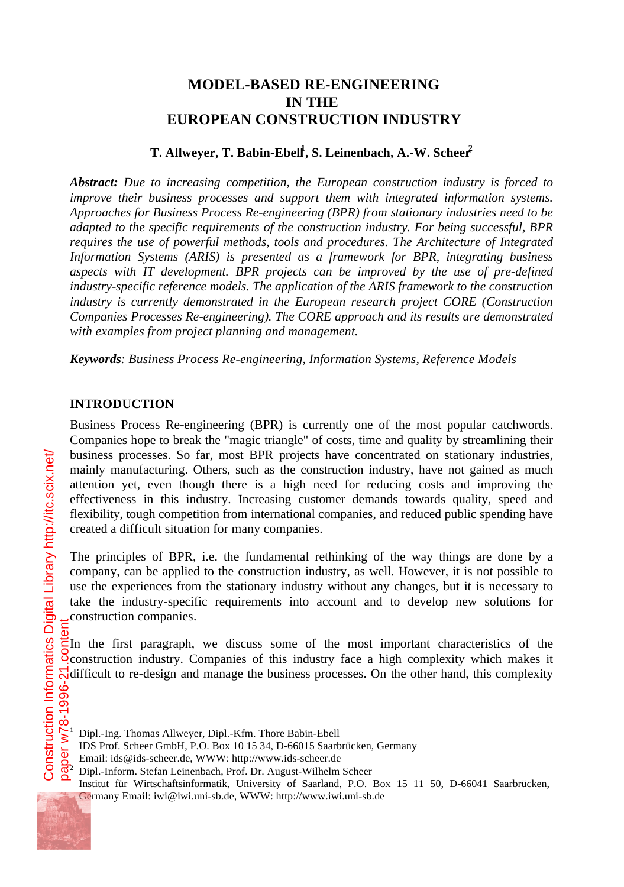# MODEL-BASED RE-ENGINEERING IN THE EUROPEAN CONSTRUCTION INDUSTRY

**T. Allweyer, T. Babin-Ebell[1], S. Leinenbach, A.-W. Scheer[2]**

***Abstract:*** *Due to increasing competition, the European construction industry is forced to improve their business processes and support them with integrated information systems. Approaches for Business Process Re-engineering (BPR) from stationary industries need to be adapted to the specific requirements of the construction industry. For being successful, BPR requires the use of powerful methods, tools and procedures. The Architecture of Integrated Information Systems (ARIS) is presented as a framework for BPR, integrating business aspects with IT development. BPR projects can be improved by the use of pre-defined industry-specific reference models. The application of the ARIS framework to the construction industry is currently demonstrated in the European research project CORE (Construction Companies Processes Re-engineering). The CORE approach and its results are demonstrated with examples from project planning and management.*

***Keywords****: Business Process Re-engineering, Information Systems, Reference Models*

## INTRODUCTION

Business Process Re-engineering (BPR) is currently one of the most popular catchwords. Companies hope to break the "magic triangle" of costs, time and quality by streamlining their business processes. So far, most BPR projects have concentrated on stationary industries, mainly manufacturing. Others, such as the construction industry, have not gained as much attention yet, even though there is a high need for reducing costs and improving the effectiveness in this industry. Increasing customer demands towards quality, speed and flexibility, tough competition from international companies, and reduced public spending have created a difficult situation for many companies.

The principles of BPR, i.e. the fundamental rethinking of the way things are done by a company, can be applied to the construction industry, as well. However, it is not possible to use the experiences from the stationary industry without any changes, but it is necessary to take the industry-specific requirements into account and to develop new solutions for construction companies.

In the first paragraph, we discuss some of the most important characteristics of the construction industry. Companies of this industry face a high complexity which makes it difficult to re-design and manage the business processes. On the other hand, this complexity

---

[1] Dipl.-Ing. Thomas Allweyer, Dipl.-Kfm. Thore Babin-Ebell
IDS Prof. Scheer GmbH, P.O. Box 10 15 34, D-66015 Saarbrücken, Germany
Email: ids@ids-scheer.de, WWW: http://www.ids-scheer.de

[2] Dipl.-Inform. Stefan Leinenbach, Prof. Dr. August-Wilhelm Scheer
Institut für Wirtschaftsinformatik, University of Saarland, P.O. Box 15 11 50, D-66041 Saarbrücken, Germany Email: iwi@iwi.uni-sb.de, WWW: http://www.iwi.uni-sb.de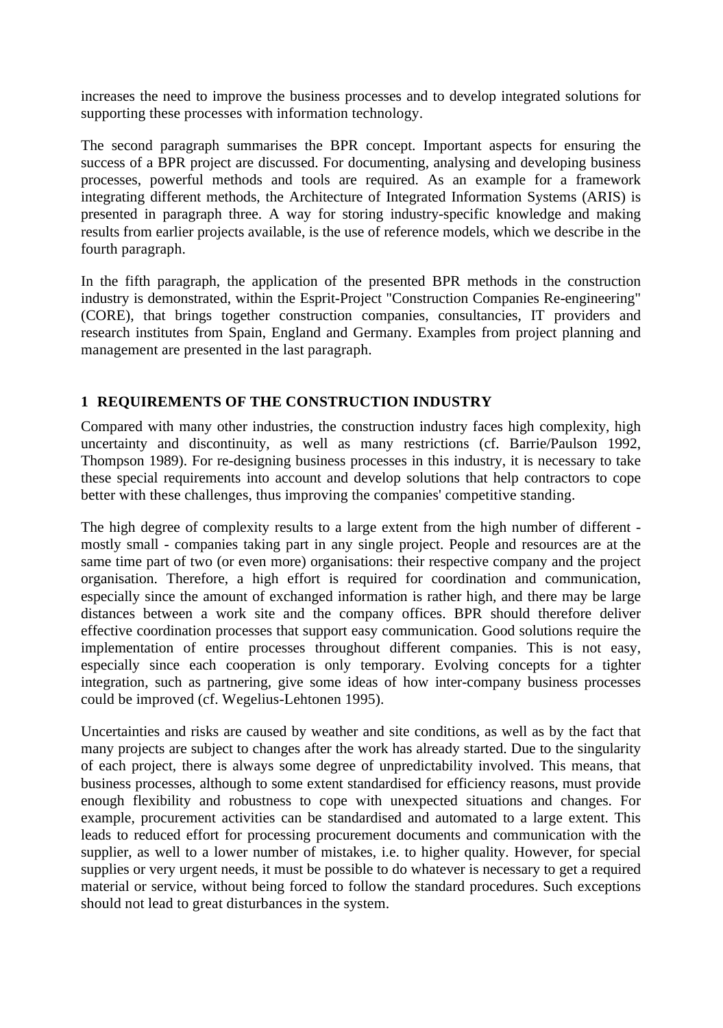increases the need to improve the business processes and to develop integrated solutions for supporting these processes with information technology.

The second paragraph summarises the BPR concept. Important aspects for ensuring the success of a BPR project are discussed. For documenting, analysing and developing business processes, powerful methods and tools are required. As an example for a framework integrating different methods, the Architecture of Integrated Information Systems (ARIS) is presented in paragraph three. A way for storing industry-specific knowledge and making results from earlier projects available, is the use of reference models, which we describe in the fourth paragraph.

In the fifth paragraph, the application of the presented BPR methods in the construction industry is demonstrated, within the Esprit-Project "Construction Companies Re-engineering" (CORE), that brings together construction companies, consultancies, IT providers and research institutes from Spain, England and Germany. Examples from project planning and management are presented in the last paragraph.

## 1 REQUIREMENTS OF THE CONSTRUCTION INDUSTRY

Compared with many other industries, the construction industry faces high complexity, high uncertainty and discontinuity, as well as many restrictions (cf. Barrie/Paulson 1992, Thompson 1989). For re-designing business processes in this industry, it is necessary to take these special requirements into account and develop solutions that help contractors to cope better with these challenges, thus improving the companies' competitive standing.

The high degree of complexity results to a large extent from the high number of different - mostly small - companies taking part in any single project. People and resources are at the same time part of two (or even more) organisations: their respective company and the project organisation. Therefore, a high effort is required for coordination and communication, especially since the amount of exchanged information is rather high, and there may be large distances between a work site and the company offices. BPR should therefore deliver effective coordination processes that support easy communication. Good solutions require the implementation of entire processes throughout different companies. This is not easy, especially since each cooperation is only temporary. Evolving concepts for a tighter integration, such as partnering, give some ideas of how inter-company business processes could be improved (cf. Wegelius-Lehtonen 1995).

Uncertainties and risks are caused by weather and site conditions, as well as by the fact that many projects are subject to changes after the work has already started. Due to the singularity of each project, there is always some degree of unpredictability involved. This means, that business processes, although to some extent standardised for efficiency reasons, must provide enough flexibility and robustness to cope with unexpected situations and changes. For example, procurement activities can be standardised and automated to a large extent. This leads to reduced effort for processing procurement documents and communication with the supplier, as well to a lower number of mistakes, i.e. to higher quality. However, for special supplies or very urgent needs, it must be possible to do whatever is necessary to get a required material or service, without being forced to follow the standard procedures. Such exceptions should not lead to great disturbances in the system.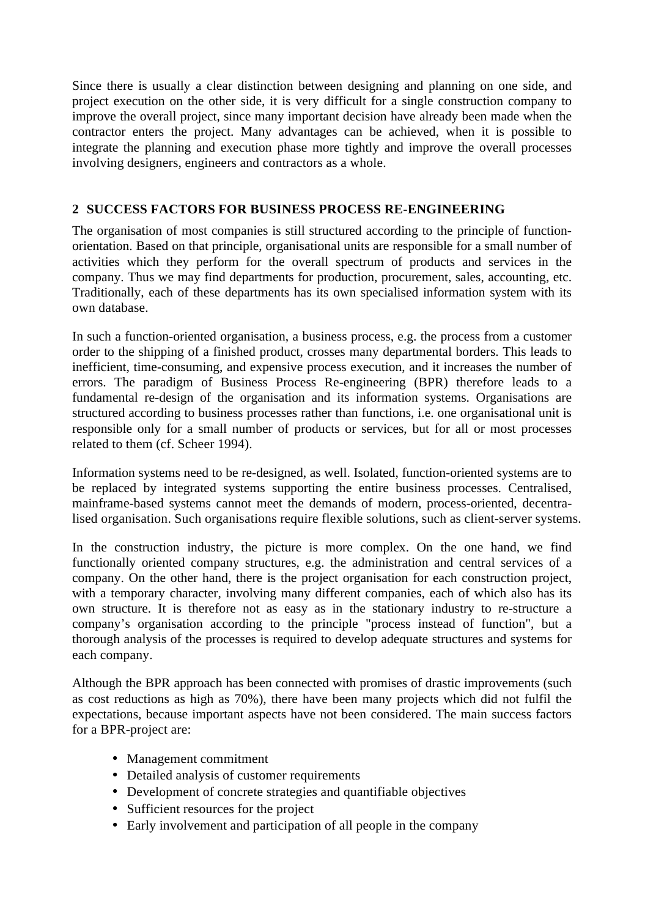Since there is usually a clear distinction between designing and planning on one side, and project execution on the other side, it is very difficult for a single construction company to improve the overall project, since many important decision have already been made when the contractor enters the project. Many advantages can be achieved, when it is possible to integrate the planning and execution phase more tightly and improve the overall processes involving designers, engineers and contractors as a whole.

## 2 SUCCESS FACTORS FOR BUSINESS PROCESS RE-ENGINEERING

The organisation of most companies is still structured according to the principle of function-orientation. Based on that principle, organisational units are responsible for a small number of activities which they perform for the overall spectrum of products and services in the company. Thus we may find departments for production, procurement, sales, accounting, etc. Traditionally, each of these departments has its own specialised information system with its own database.

In such a function-oriented organisation, a business process, e.g. the process from a customer order to the shipping of a finished product, crosses many departmental borders. This leads to inefficient, time-consuming, and expensive process execution, and it increases the number of errors. The paradigm of Business Process Re-engineering (BPR) therefore leads to a fundamental re-design of the organisation and its information systems. Organisations are structured according to business processes rather than functions, i.e. one organisational unit is responsible only for a small number of products or services, but for all or most processes related to them (cf. Scheer 1994).

Information systems need to be re-designed, as well. Isolated, function-oriented systems are to be replaced by integrated systems supporting the entire business processes. Centralised, mainframe-based systems cannot meet the demands of modern, process-oriented, decentralised organisation. Such organisations require flexible solutions, such as client-server systems.

In the construction industry, the picture is more complex. On the one hand, we find functionally oriented company structures, e.g. the administration and central services of a company. On the other hand, there is the project organisation for each construction project, with a temporary character, involving many different companies, each of which also has its own structure. It is therefore not as easy as in the stationary industry to re-structure a company's organisation according to the principle "process instead of function", but a thorough analysis of the processes is required to develop adequate structures and systems for each company.

Although the BPR approach has been connected with promises of drastic improvements (such as cost reductions as high as 70%), there have been many projects which did not fulfil the expectations, because important aspects have not been considered. The main success factors for a BPR-project are:

- Management commitment
- Detailed analysis of customer requirements
- Development of concrete strategies and quantifiable objectives
- Sufficient resources for the project
- Early involvement and participation of all people in the company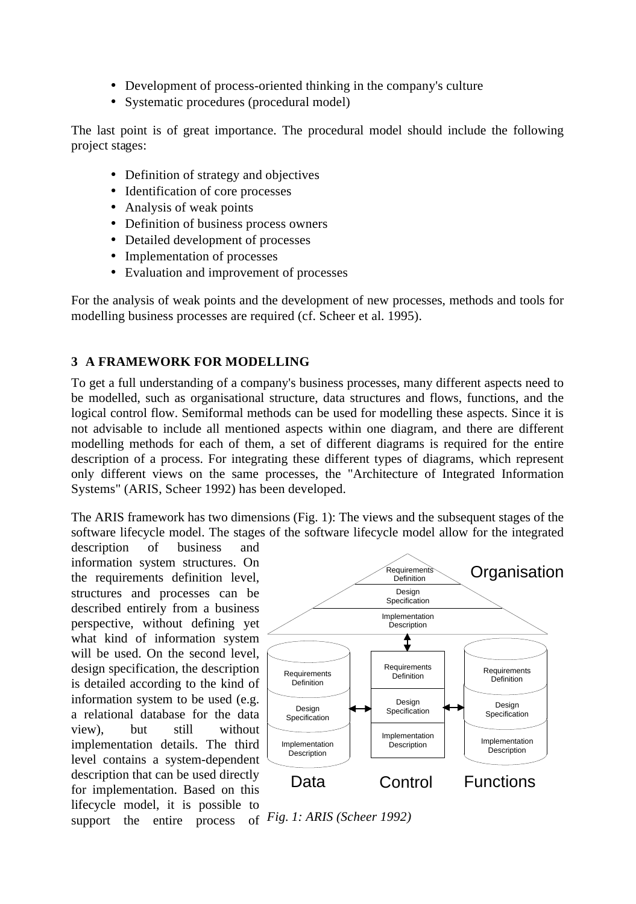- Development of process-oriented thinking in the company's culture
- Systematic procedures (procedural model)

The last point is of great importance. The procedural model should include the following project stages:

- Definition of strategy and objectives
- Identification of core processes
- Analysis of weak points
- Definition of business process owners
- Detailed development of processes
- Implementation of processes
- Evaluation and improvement of processes

For the analysis of weak points and the development of new processes, methods and tools for modelling business processes are required (cf. Scheer et al. 1995).

## 3 A FRAMEWORK FOR MODELLING

To get a full understanding of a company's business processes, many different aspects need to be modelled, such as organisational structure, data structures and flows, functions, and the logical control flow. Semiformal methods can be used for modelling these aspects. Since it is not advisable to include all mentioned aspects within one diagram, and there are different modelling methods for each of them, a set of different diagrams is required for the entire description of a process. For integrating these different types of diagrams, which represent only different views on the same processes, the "Architecture of Integrated Information Systems" (ARIS, Scheer 1992) has been developed.

The ARIS framework has two dimensions (Fig. 1): The views and the subsequent stages of the software lifecycle model. The stages of the software lifecycle model allow for the integrated description of business and information system structures. On the requirements definition level, structures and processes can be described entirely from a business perspective, without defining yet what kind of information system will be used. On the second level, design specification, the description is detailed according to the kind of information system to be used (e.g. a relational database for the data view), but still without implementation details. The third level contains a system-dependent description that can be used directly for implementation. Based on this lifecycle model, it is possible to support the entire process of

*Fig. 1: ARIS (Scheer 1992)*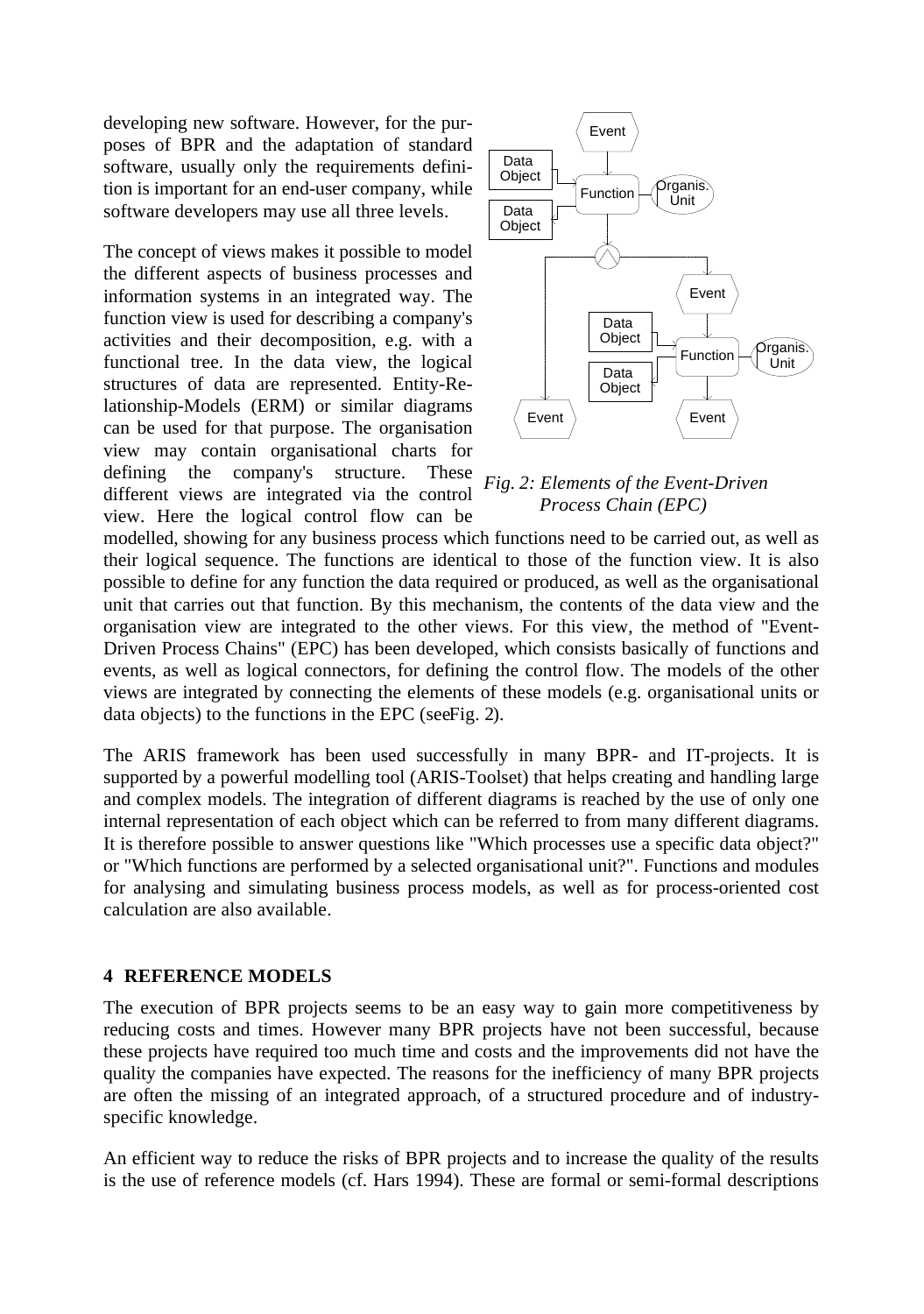developing new software. However, for the purposes of BPR and the adaptation of standard software, usually only the requirements definition is important for an end-user company, while software developers may use all three levels.

The concept of views makes it possible to model the different aspects of business processes and information systems in an integrated way. The function view is used for describing a company's activities and their decomposition, e.g. with a functional tree. In the data view, the logical structures of data are represented. Entity-Relationship-Models (ERM) or similar diagrams can be used for that purpose. The organisation view may contain organisational charts for defining the company's structure. These different views are integrated via the control view. Here the logical control flow can be modelled, showing for any business process which functions need to be carried out, as well as their logical sequence. The functions are identical to those of the function view. It is also possible to define for any function the data required or produced, as well as the organisational unit that carries out that function. By this mechanism, the contents of the data view and the organisation view are integrated to the other views. For this view, the method of "Event-Driven Process Chains" (EPC) has been developed, which consists basically of functions and events, as well as logical connectors, for defining the control flow. The models of the other views are integrated by connecting the elements of these models (e.g. organisational units or data objects) to the functions in the EPC (see Fig. 2).

*Fig. 2: Elements of the Event-Driven Process Chain (EPC)*

The ARIS framework has been used successfully in many BPR- and IT-projects. It is supported by a powerful modelling tool (ARIS-Toolset) that helps creating and handling large and complex models. The integration of different diagrams is reached by the use of only one internal representation of each object which can be referred to from many different diagrams. It is therefore possible to answer questions like "Which processes use a specific data object?" or "Which functions are performed by a selected organisational unit?". Functions and modules for analysing and simulating business process models, as well as for process-oriented cost calculation are also available.

## 4 REFERENCE MODELS

The execution of BPR projects seems to be an easy way to gain more competitiveness by reducing costs and times. However many BPR projects have not been successful, because these projects have required too much time and costs and the improvements did not have the quality the companies have expected. The reasons for the inefficiency of many BPR projects are often the missing of an integrated approach, of a structured procedure and of industry-specific knowledge.

An efficient way to reduce the risks of BPR projects and to increase the quality of the results is the use of reference models (cf. Hars 1994). These are formal or semi-formal descriptions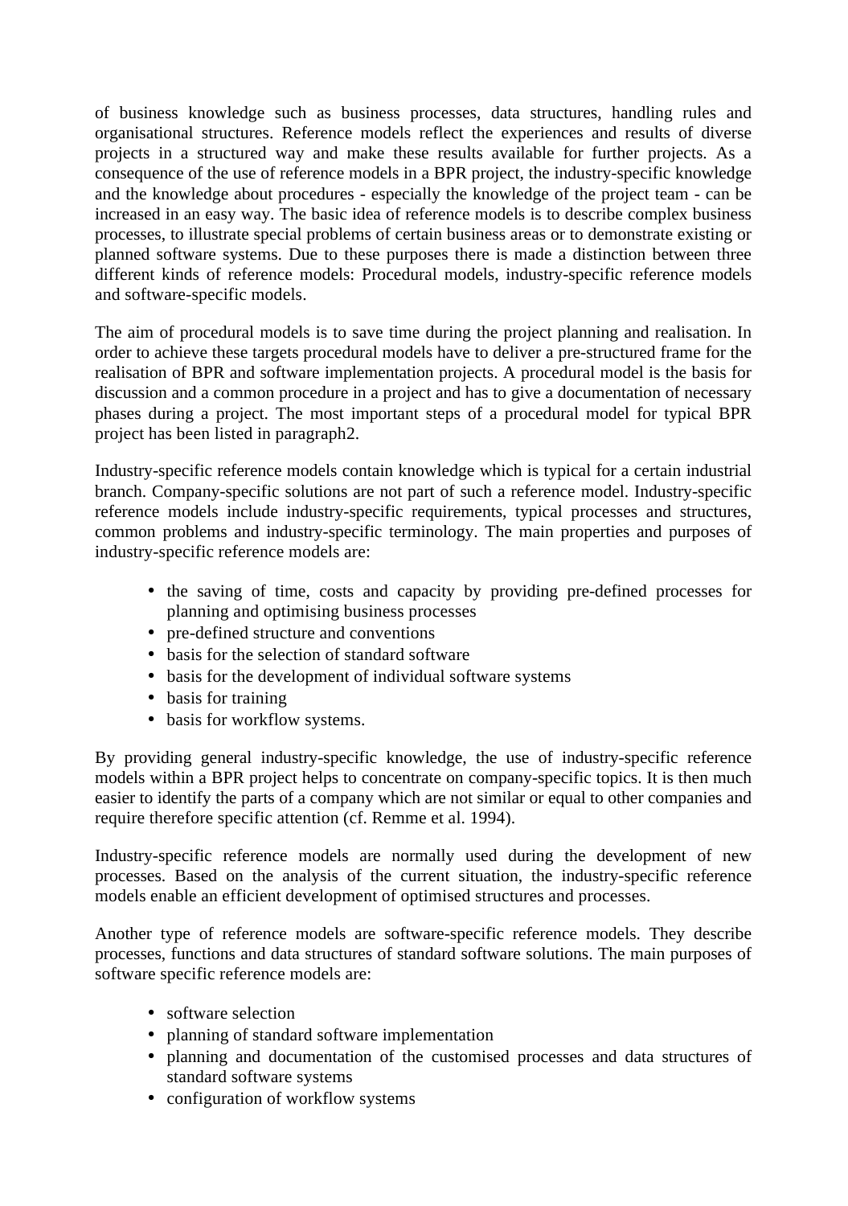of business knowledge such as business processes, data structures, handling rules and organisational structures. Reference models reflect the experiences and results of diverse projects in a structured way and make these results available for further projects. As a consequence of the use of reference models in a BPR project, the industry-specific knowledge and the knowledge about procedures - especially the knowledge of the project team - can be increased in an easy way. The basic idea of reference models is to describe complex business processes, to illustrate special problems of certain business areas or to demonstrate existing or planned software systems. Due to these purposes there is made a distinction between three different kinds of reference models: Procedural models, industry-specific reference models and software-specific models.

The aim of procedural models is to save time during the project planning and realisation. In order to achieve these targets procedural models have to deliver a pre-structured frame for the realisation of BPR and software implementation projects. A procedural model is the basis for discussion and a common procedure in a project and has to give a documentation of necessary phases during a project. The most important steps of a procedural model for typical BPR project has been listed in paragraph2.

Industry-specific reference models contain knowledge which is typical for a certain industrial branch. Company-specific solutions are not part of such a reference model. Industry-specific reference models include industry-specific requirements, typical processes and structures, common problems and industry-specific terminology. The main properties and purposes of industry-specific reference models are:

- the saving of time, costs and capacity by providing pre-defined processes for planning and optimising business processes
- pre-defined structure and conventions
- basis for the selection of standard software
- basis for the development of individual software systems
- basis for training
- basis for workflow systems.

By providing general industry-specific knowledge, the use of industry-specific reference models within a BPR project helps to concentrate on company-specific topics. It is then much easier to identify the parts of a company which are not similar or equal to other companies and require therefore specific attention (cf. Remme et al. 1994).

Industry-specific reference models are normally used during the development of new processes. Based on the analysis of the current situation, the industry-specific reference models enable an efficient development of optimised structures and processes.

Another type of reference models are software-specific reference models. They describe processes, functions and data structures of standard software solutions. The main purposes of software specific reference models are:

- software selection
- planning of standard software implementation
- planning and documentation of the customised processes and data structures of standard software systems
- configuration of workflow systems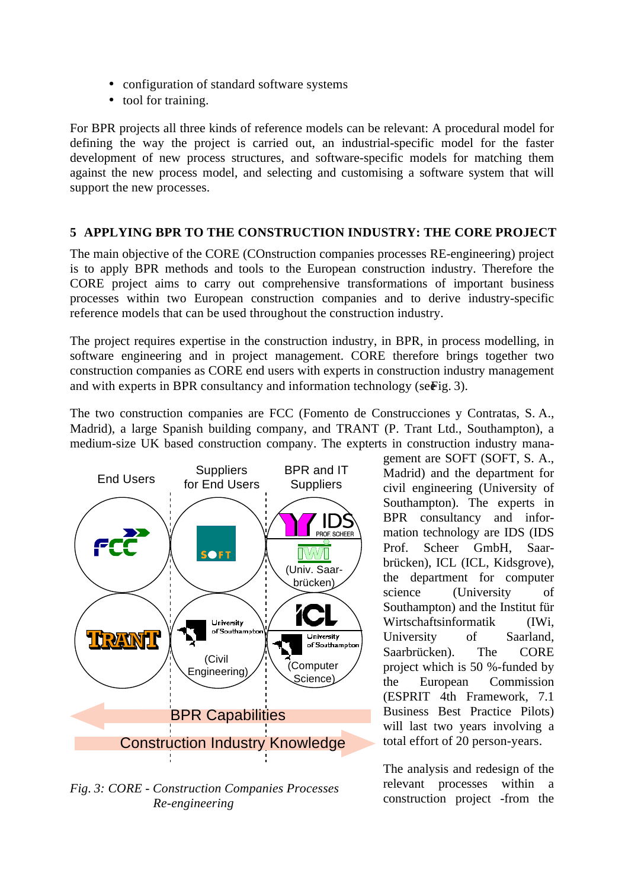- configuration of standard software systems
- tool for training.

For BPR projects all three kinds of reference models can be relevant: A procedural model for defining the way the project is carried out, an industrial-specific model for the faster development of new process structures, and software-specific models for matching them against the new process model, and selecting and customising a software system that will support the new processes.

## 5 APPLYING BPR TO THE CONSTRUCTION INDUSTRY: THE CORE PROJECT

The main objective of the CORE (COnstruction companies processes RE-engineering) project is to apply BPR methods and tools to the European construction industry. Therefore the CORE project aims to carry out comprehensive transformations of important business processes within two European construction companies and to derive industry-specific reference models that can be used throughout the construction industry.

The project requires expertise in the construction industry, in BPR, in process modelling, in software engineering and in project management. CORE therefore brings together two construction companies as CORE end users with experts in construction industry management and with experts in BPR consultancy and information technology (see Fig. 3).

The two construction companies are FCC (Fomento de Construcciones y Contratas, S. A., Madrid), a large Spanish building company, and TRANT (P. Trant Ltd., Southampton), a medium-size UK based construction company. The experts in construction industry management are SOFT (SOFT, S. A., Madrid) and the department for civil engineering (University of Southampton). The experts in BPR consultancy and information technology are IDS (IDS Prof. Scheer GmbH, Saarbrücken), ICL (ICL, Kidsgrove), the department for computer science (University of Southampton) and the Institut für Wirtschaftsinformatik (IWi, University of Saarland, Saarbrücken). The CORE project which is 50 %-funded by the European Commission (ESPRIT 4th Framework, 7.1 Business Best Practice Pilots) will last two years involving a total effort of 20 person-years.

*Fig. 3: CORE - Construction Companies Processes Re-engineering*

The analysis and redesign of the relevant processes within a construction project -from the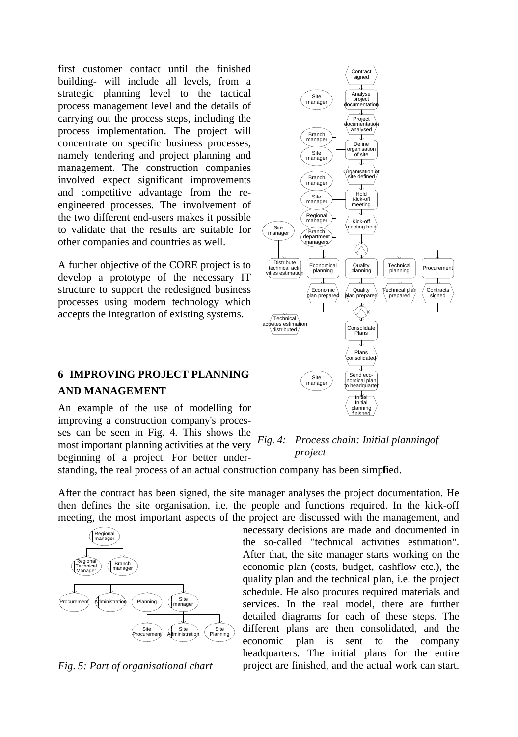first customer contact until the finished building- will include all levels, from a strategic planning level to the tactical process management level and the details of carrying out the process steps, including the process implementation. The project will concentrate on specific business processes, namely tendering and project planning and management. The construction companies involved expect significant improvements and competitive advantage from the re-engineered processes. The involvement of the two different end-users makes it possible to validate that the results are suitable for other companies and countries as well.

A further objective of the CORE project is to develop a prototype of the necessary IT structure to support the redesigned business processes using modern technology which accepts the integration of existing systems.

*Fig. 4: Process chain: Initial planning of project*

## 6 IMPROVING PROJECT PLANNING AND MANAGEMENT

An example of the use of modelling for improving a construction company's processes can be seen in Fig. 4. This shows the most important planning activities at the very beginning of a project. For better understanding, the real process of an actual construction company has been simplified.

After the contract has been signed, the site manager analyses the project documentation. He then defines the site organisation, i.e. the people and functions required. In the kick-off meeting, the most important aspects of the project are discussed with the management, and necessary decisions are made and documented in the so-called "technical activities estimation". After that, the site manager starts working on the economic plan (costs, budget, cashflow etc.), the quality plan and the technical plan, i.e. the project schedule. He also procures required materials and services. In the real model, there are further detailed diagrams for each of these steps. The different plans are then consolidated, and the economic plan is sent to the company headquarters. The initial plans for the entire project are finished, and the actual work can start.

*Fig. 5: Part of organisational chart*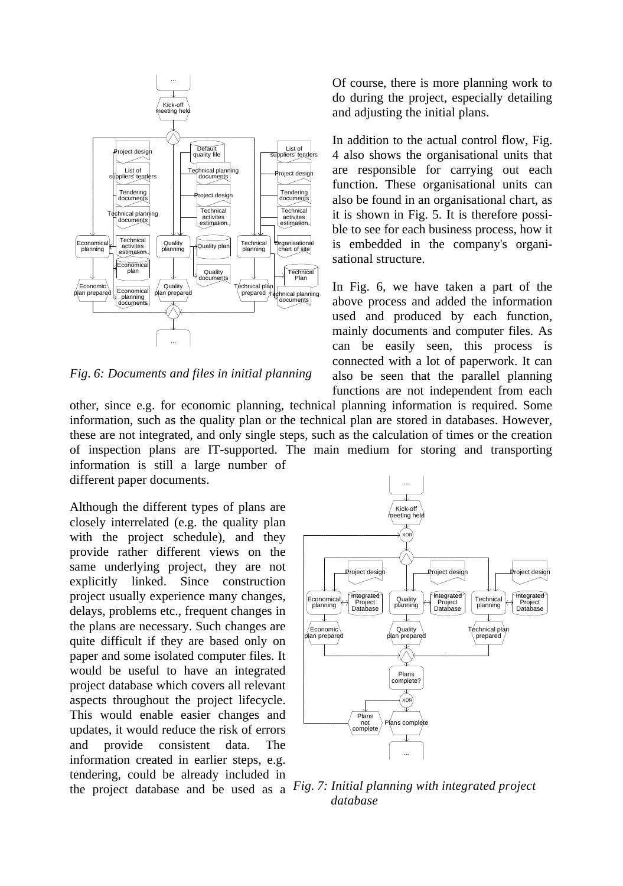*Fig. 6: Documents and files in initial planning*

Of course, there is more planning work to do during the project, especially detailing and adjusting the initial plans.

In addition to the actual control flow, Fig. 4 also shows the organisational units that are responsible for carrying out each function. These organisational units can also be found in an organisational chart, as it is shown in Fig. 5. It is therefore possible to see for each business process, how it is embedded in the company's organisational structure.

In Fig. 6, we have taken a part of the above process and added the information used and produced by each function, mainly documents and computer files. As can be easily seen, this process is connected with a lot of paperwork. It can also be seen that the parallel planning functions are not independent from each other, since e.g. for economic planning, technical planning information is required. Some information, such as the quality plan or the technical plan are stored in databases. However, these are not integrated, and only single steps, such as the calculation of times or the creation of inspection plans are IT-supported. The main medium for storing and transporting information is still a large number of different paper documents.

Although the different types of plans are closely interrelated (e.g. the quality plan with the project schedule), and they provide rather different views on the same underlying project, they are not explicitly linked. Since construction project usually experience many changes, delays, problems etc., frequent changes in the plans are necessary. Such changes are quite difficult if they are based only on paper and some isolated computer files. It would be useful to have an integrated project database which covers all relevant aspects throughout the project lifecycle. This would enable easier changes and updates, it would reduce the risk of errors and provide consistent data. The information created in earlier steps, e.g. tendering, could be already included in the project database and be used as a

*Fig. 7: Initial planning with integrated project database*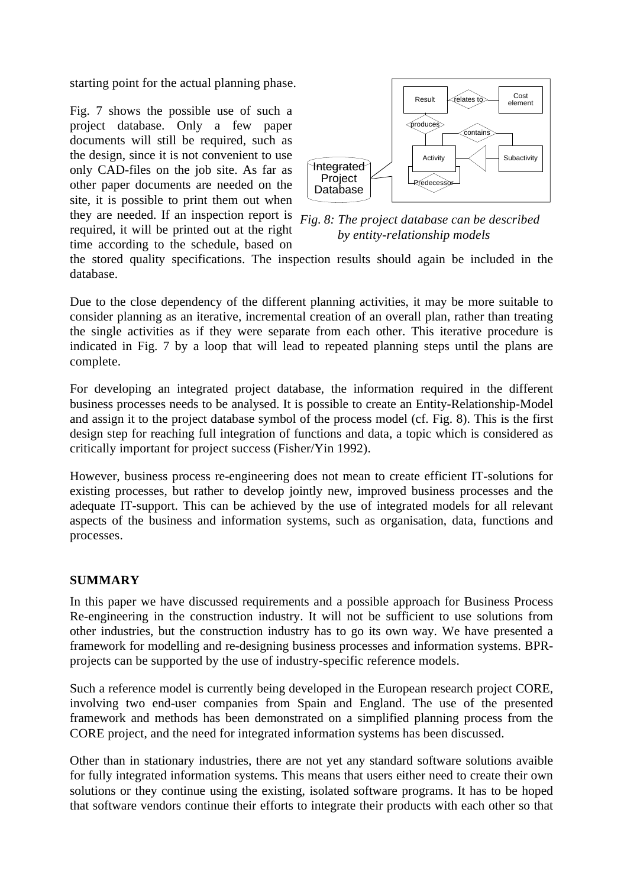starting point for the actual planning phase.

Fig. 7 shows the possible use of such a project database. Only a few paper documents will still be required, such as the design, since it is not convenient to use only CAD-files on the job site. As far as other paper documents are needed on the site, it is possible to print them out when they are needed. If an inspection report is required, it will be printed out at the right time according to the schedule, based on the stored quality specifications. The inspection results should again be included in the database.

*Fig. 8: The project database can be described by entity-relationship models*

Due to the close dependency of the different planning activities, it may be more suitable to consider planning as an iterative, incremental creation of an overall plan, rather than treating the single activities as if they were separate from each other. This iterative procedure is indicated in Fig. 7 by a loop that will lead to repeated planning steps until the plans are complete.

For developing an integrated project database, the information required in the different business processes needs to be analysed. It is possible to create an Entity-Relationship-Model and assign it to the project database symbol of the process model (cf. Fig. 8). This is the first design step for reaching full integration of functions and data, a topic which is considered as critically important for project success (Fisher/Yin 1992).

However, business process re-engineering does not mean to create efficient IT-solutions for existing processes, but rather to develop jointly new, improved business processes and the adequate IT-support. This can be achieved by the use of integrated models for all relevant aspects of the business and information systems, such as organisation, data, functions and processes.

## SUMMARY

In this paper we have discussed requirements and a possible approach for Business Process Re-engineering in the construction industry. It will not be sufficient to use solutions from other industries, but the construction industry has to go its own way. We have presented a framework for modelling and re-designing business processes and information systems. BPR-projects can be supported by the use of industry-specific reference models.

Such a reference model is currently being developed in the European research project CORE, involving two end-user companies from Spain and England. The use of the presented framework and methods has been demonstrated on a simplified planning process from the CORE project, and the need for integrated information systems has been discussed.

Other than in stationary industries, there are not yet any standard software solutions avaible for fully integrated information systems. This means that users either need to create their own solutions or they continue using the existing, isolated software programs. It has to be hoped that software vendors continue their efforts to integrate their products with each other so that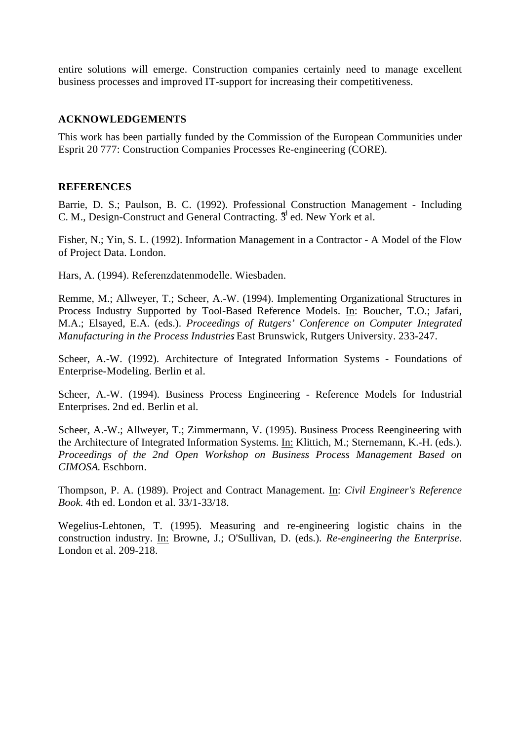entire solutions will emerge. Construction companies certainly need to manage excellent business processes and improved IT-support for increasing their competitiveness.

## ACKNOWLEDGEMENTS

This work has been partially funded by the Commission of the European Communities under Esprit 20 777: Construction Companies Processes Re-engineering (CORE).

## REFERENCES

Barrie, D. S.; Paulson, B. C. (1992). Professional Construction Management - Including C. M., Design-Construct and General Contracting. 3rd ed. New York et al.

Fisher, N.; Yin, S. L. (1992). Information Management in a Contractor - A Model of the Flow of Project Data. London.

Hars, A. (1994). Referenzdatenmodelle. Wiesbaden.

Remme, M.; Allweyer, T.; Scheer, A.-W. (1994). Implementing Organizational Structures in Process Industry Supported by Tool-Based Reference Models. In: Boucher, T.O.; Jafari, M.A.; Elsayed, E.A. (eds.). *Proceedings of Rutgers' Conference on Computer Integrated Manufacturing in the Process Industries*. East Brunswick, Rutgers University. 233-247.

Scheer, A.-W. (1992). Architecture of Integrated Information Systems - Foundations of Enterprise-Modeling. Berlin et al.

Scheer, A.-W. (1994). Business Process Engineering - Reference Models for Industrial Enterprises. 2nd ed. Berlin et al.

Scheer, A.-W.; Allweyer, T.; Zimmermann, V. (1995). Business Process Reengineering with the Architecture of Integrated Information Systems. In: Klittich, M.; Sternemann, K.-H. (eds.). *Proceedings of the 2nd Open Workshop on Business Process Management Based on CIMOSA*. Eschborn.

Thompson, P. A. (1989). Project and Contract Management. In: *Civil Engineer's Reference Book*. 4th ed. London et al. 33/1-33/18.

Wegelius-Lehtonen, T. (1995). Measuring and re-engineering logistic chains in the construction industry. In: Browne, J.; O'Sullivan, D. (eds.). *Re-engineering the Enterprise*. London et al. 209-218.